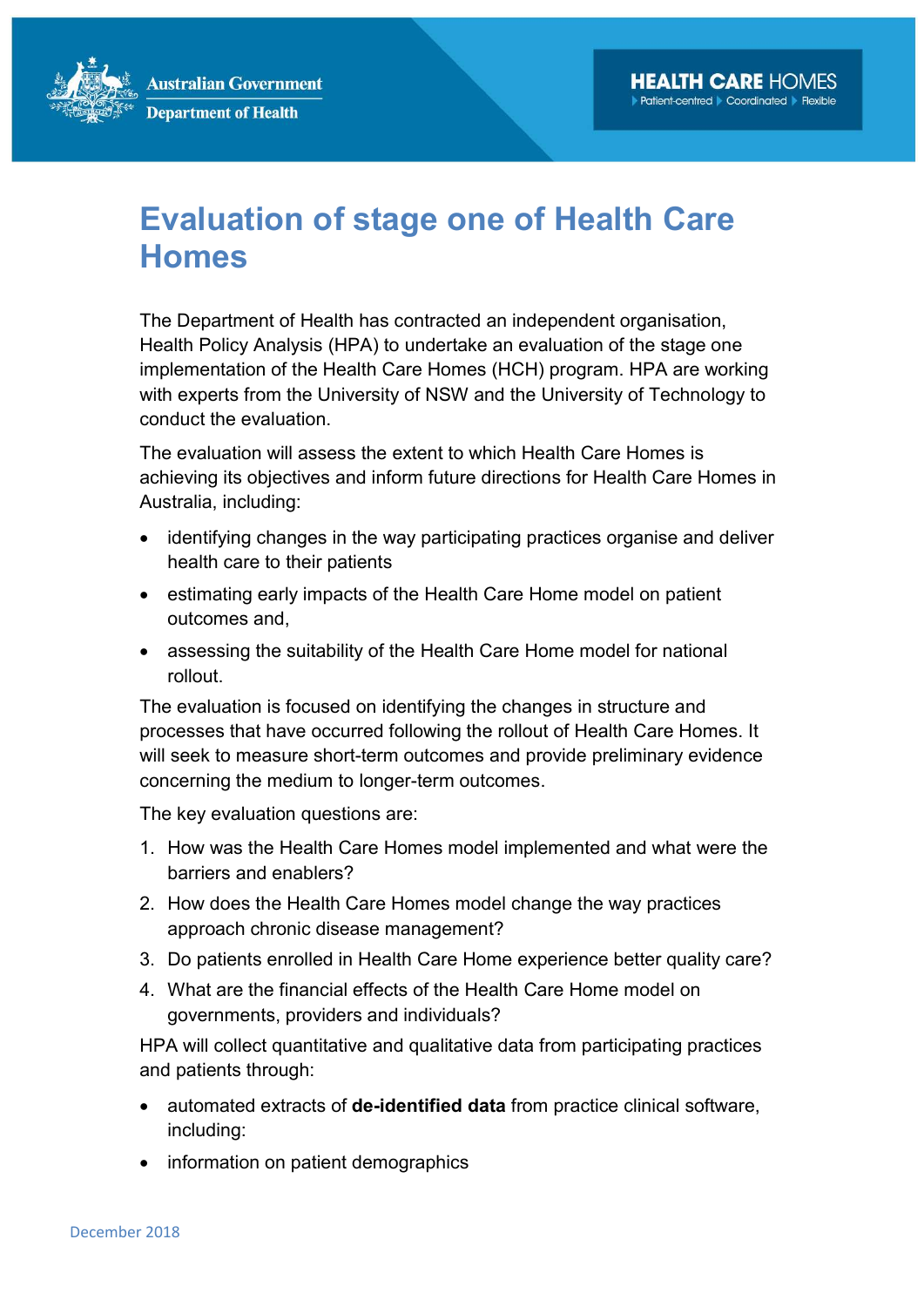# Evaluation of stage one of Health Care Homes

The Department of Health has contracted an independent organisation, Health Policy Analysis (HPA) to undertake an evaluation of the stage one implementation of the Health Care Homes (HCH) program. HPA are working with experts from the University of NSW and the University of Technology to conduct the evaluation.

The evaluation will assess the extent to which Health Care Homes is achieving its objectives and inform future directions for Health Care Homes in Australia, including:

- identifying changes in the way participating practices organise and deliver health care to their patients
- estimating early impacts of the Health Care Home model on patient outcomes and,
- assessing the suitability of the Health Care Home model for national rollout.

The evaluation is focused on identifying the changes in structure and processes that have occurred following the rollout of Health Care Homes. It will seek to measure short-term outcomes and provide preliminary evidence concerning the medium to longer-term outcomes.

The key evaluation questions are:

1. How was the Health Care Homes model implemented and what were the barriers and enablers?
2. How does the Health Care Homes model change the way practices approach chronic disease management?
3. Do patients enrolled in Health Care Home experience better quality care?
4. What are the financial effects of the Health Care Home model on governments, providers and individuals?

HPA will collect quantitative and qualitative data from participating practices and patients through:

- automated extracts of **de-identified data** from practice clinical software, including:
- information on patient demographics

December 2018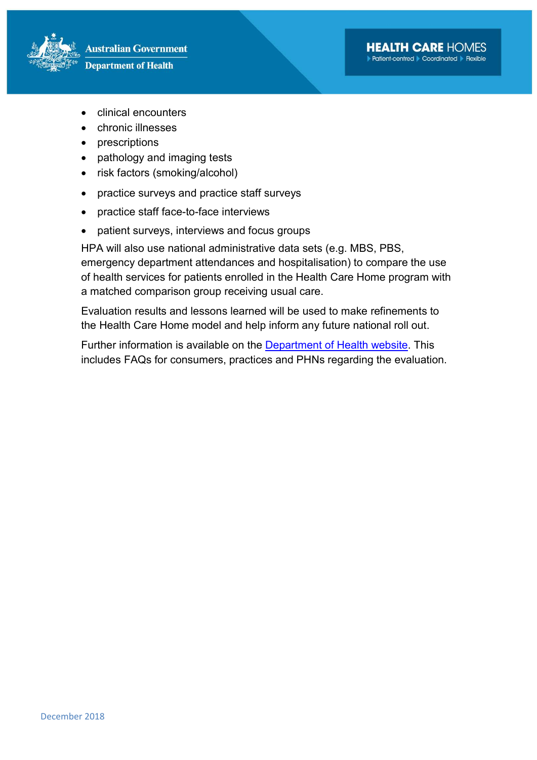- clinical encounters
- chronic illnesses
- prescriptions
- pathology and imaging tests
- risk factors (smoking/alcohol)
- practice surveys and practice staff surveys
- practice staff face-to-face interviews
- patient surveys, interviews and focus groups

HPA will also use national administrative data sets (e.g. MBS, PBS, emergency department attendances and hospitalisation) to compare the use of health services for patients enrolled in the Health Care Home program with a matched comparison group receiving usual care.

Evaluation results and lessons learned will be used to make refinements to the Health Care Home model and help inform any future national roll out.

Further information is available on the Department of Health website. This includes FAQs for consumers, practices and PHNs regarding the evaluation.

December 2018